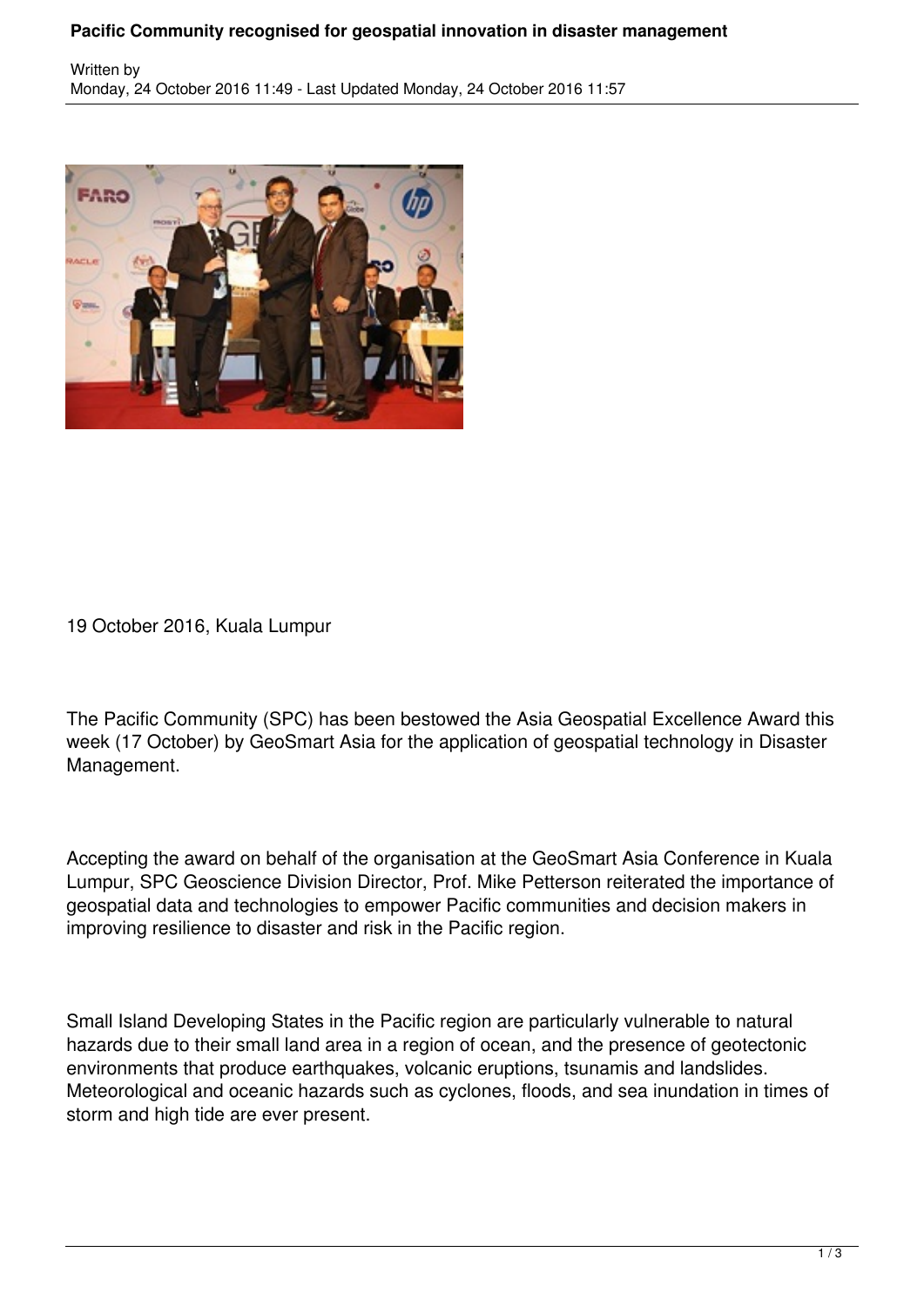# Pacific Community recognised for geospatial innovation in disaster management

Written by
Monday, 24 October 2016 11:49 - Last Updated Monday, 24 October 2016 11:57

19 October 2016, Kuala Lumpur

The Pacific Community (SPC) has been bestowed the Asia Geospatial Excellence Award this week (17 October) by GeoSmart Asia for the application of geospatial technology in Disaster Management.

Accepting the award on behalf of the organisation at the GeoSmart Asia Conference in Kuala Lumpur, SPC Geoscience Division Director, Prof. Mike Petterson reiterated the importance of geospatial data and technologies to empower Pacific communities and decision makers in improving resilience to disaster and risk in the Pacific region.

Small Island Developing States in the Pacific region are particularly vulnerable to natural hazards due to their small land area in a region of ocean, and the presence of geotectonic environments that produce earthquakes, volcanic eruptions, tsunamis and landslides. Meteorological and oceanic hazards such as cyclones, floods, and sea inundation in times of storm and high tide are ever present.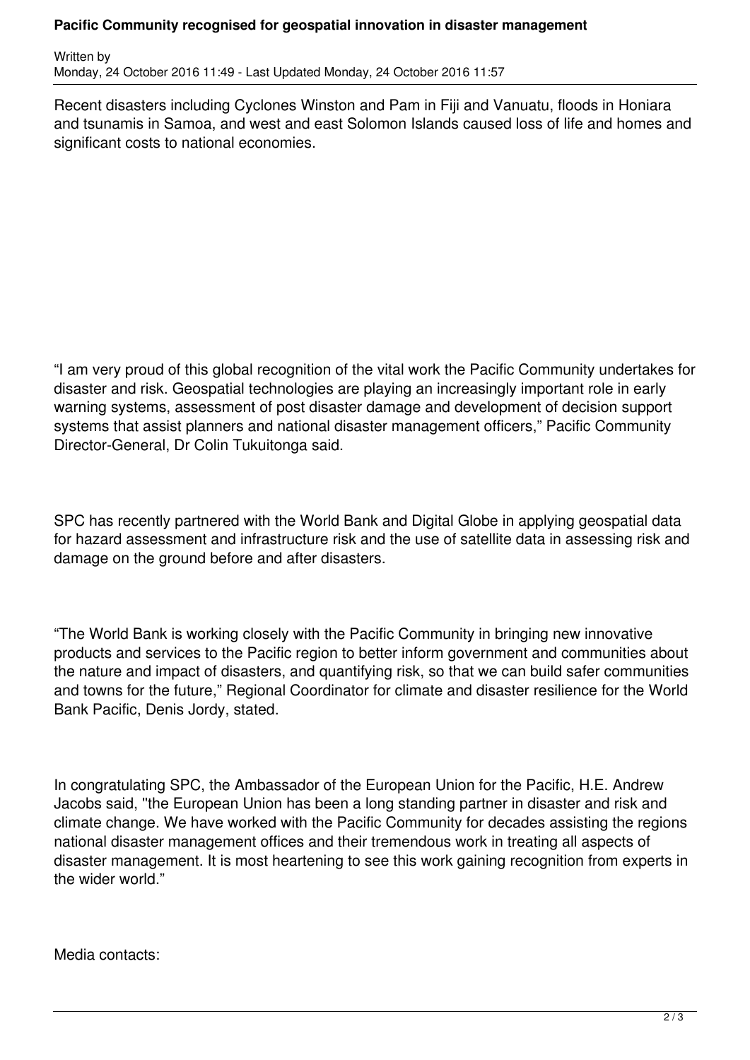Recent disasters including Cyclones Winston and Pam in Fiji and Vanuatu, floods in Honiara and tsunamis in Samoa, and west and east Solomon Islands caused loss of life and homes and significant costs to national economies.

"I am very proud of this global recognition of the vital work the Pacific Community undertakes for disaster and risk. Geospatial technologies are playing an increasingly important role in early warning systems, assessment of post disaster damage and development of decision support systems that assist planners and national disaster management officers," Pacific Community Director-General, Dr Colin Tukuitonga said.

SPC has recently partnered with the World Bank and Digital Globe in applying geospatial data for hazard assessment and infrastructure risk and the use of satellite data in assessing risk and damage on the ground before and after disasters.

"The World Bank is working closely with the Pacific Community in bringing new innovative products and services to the Pacific region to better inform government and communities about the nature and impact of disasters, and quantifying risk, so that we can build safer communities and towns for the future," Regional Coordinator for climate and disaster resilience for the World Bank Pacific, Denis Jordy, stated.

In congratulating SPC, the Ambassador of the European Union for the Pacific, H.E. Andrew Jacobs said, "the European Union has been a long standing partner in disaster and risk and climate change. We have worked with the Pacific Community for decades assisting the regions national disaster management offices and their tremendous work in treating all aspects of disaster management. It is most heartening to see this work gaining recognition from experts in the wider world."

Media contacts: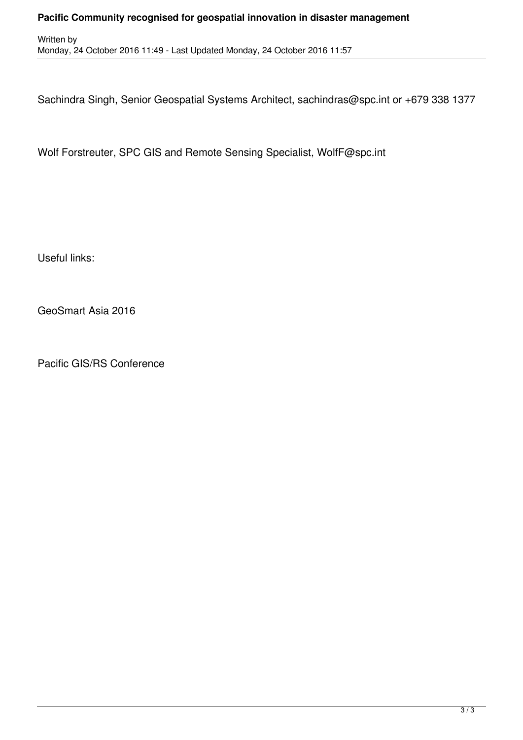Sachindra Singh, Senior Geospatial Systems Architect, sachindras@spc.int or +679 338 1377

Wolf Forstreuter, SPC GIS and Remote Sensing Specialist, WolfF@spc.int

Useful links:

GeoSmart Asia 2016

Pacific GIS/RS Conference